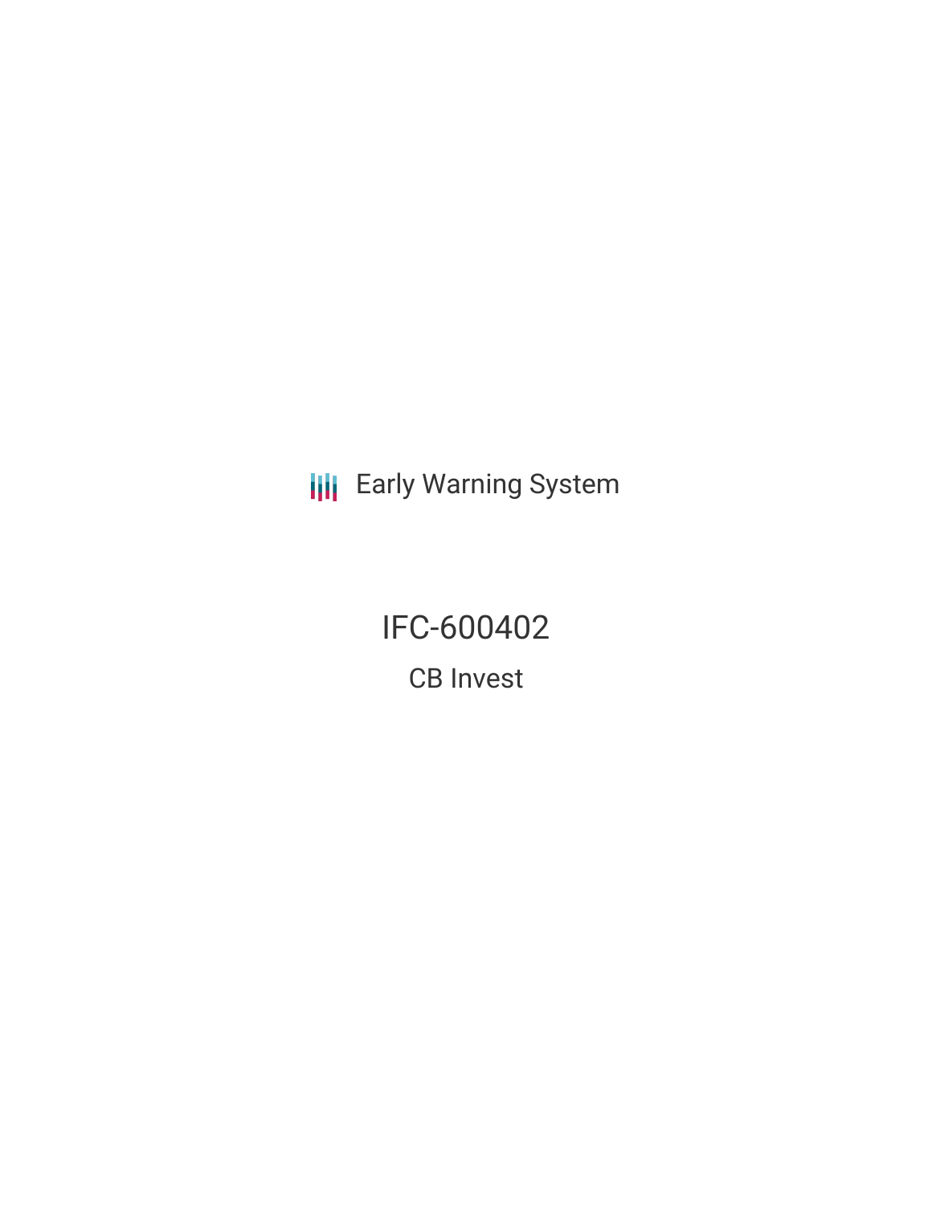Early Warning System

# IFC-600402

## CB Invest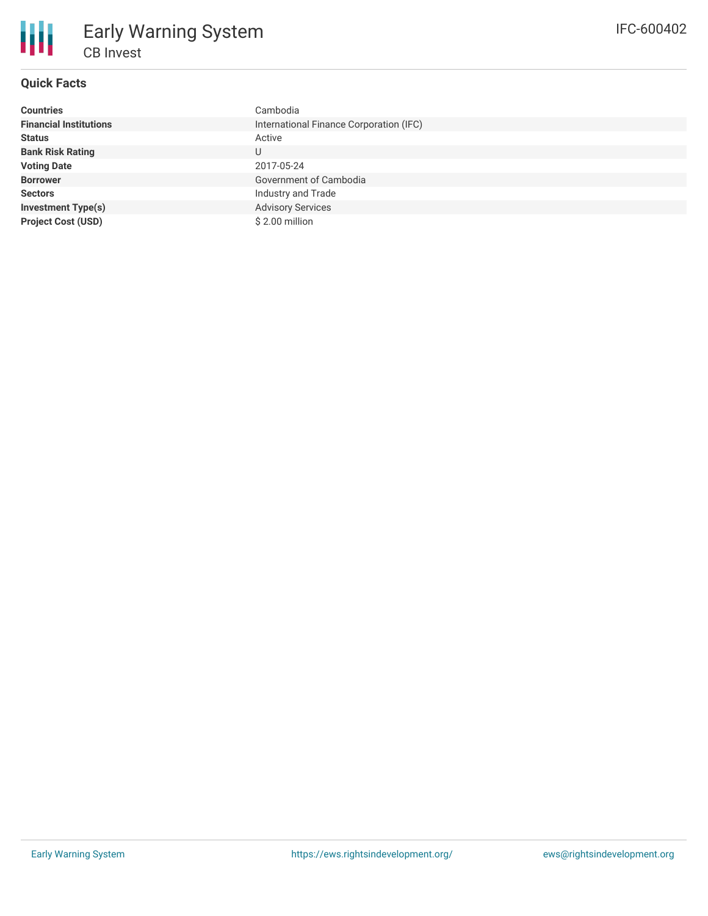# Early Warning System

## CB Invest

IFC-600402

### Quick Facts

| | |
|---|---|
| **Countries** | Cambodia |
| **Financial Institutions** | International Finance Corporation (IFC) |
| **Status** | Active |
| **Bank Risk Rating** | U |
| **Voting Date** | 2017-05-24 |
| **Borrower** | Government of Cambodia |
| **Sectors** | Industry and Trade |
| **Investment Type(s)** | Advisory Services |
| **Project Cost (USD)** | $ 2.00 million |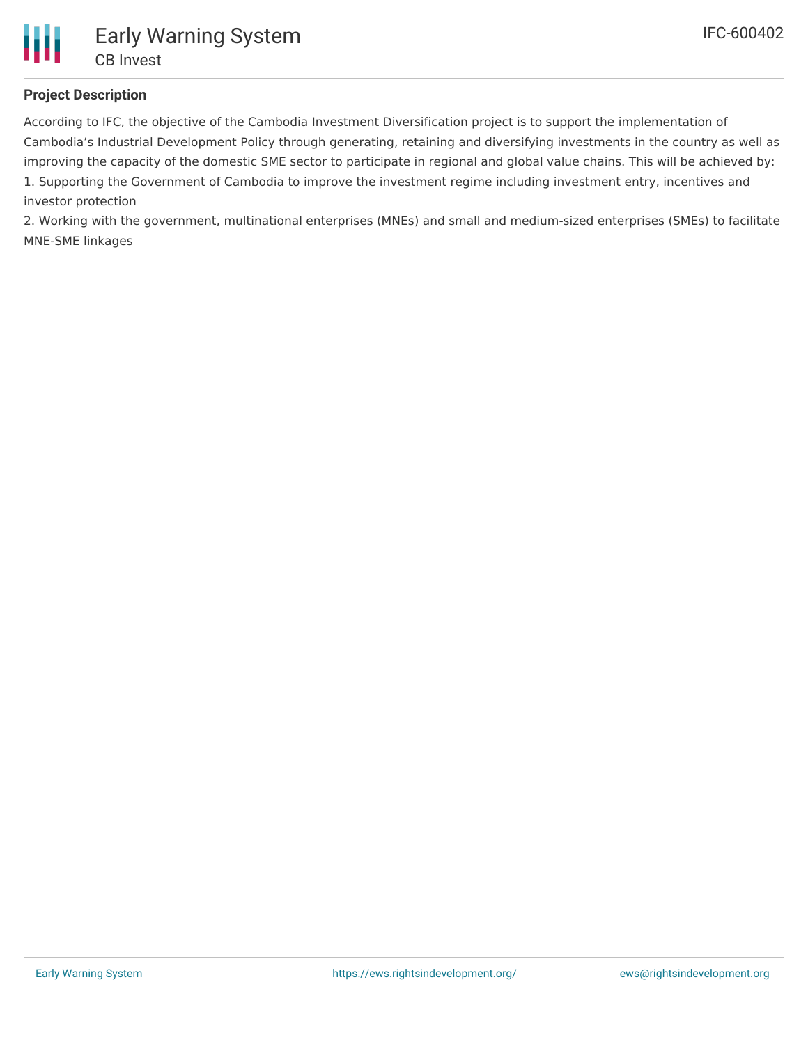**Project Description**

According to IFC, the objective of the Cambodia Investment Diversification project is to support the implementation of Cambodia's Industrial Development Policy through generating, retaining and diversifying investments in the country as well as improving the capacity of the domestic SME sector to participate in regional and global value chains. This will be achieved by:

1. Supporting the Government of Cambodia to improve the investment regime including investment entry, incentives and investor protection
2. Working with the government, multinational enterprises (MNEs) and small and medium-sized enterprises (SMEs) to facilitate MNE-SME linkages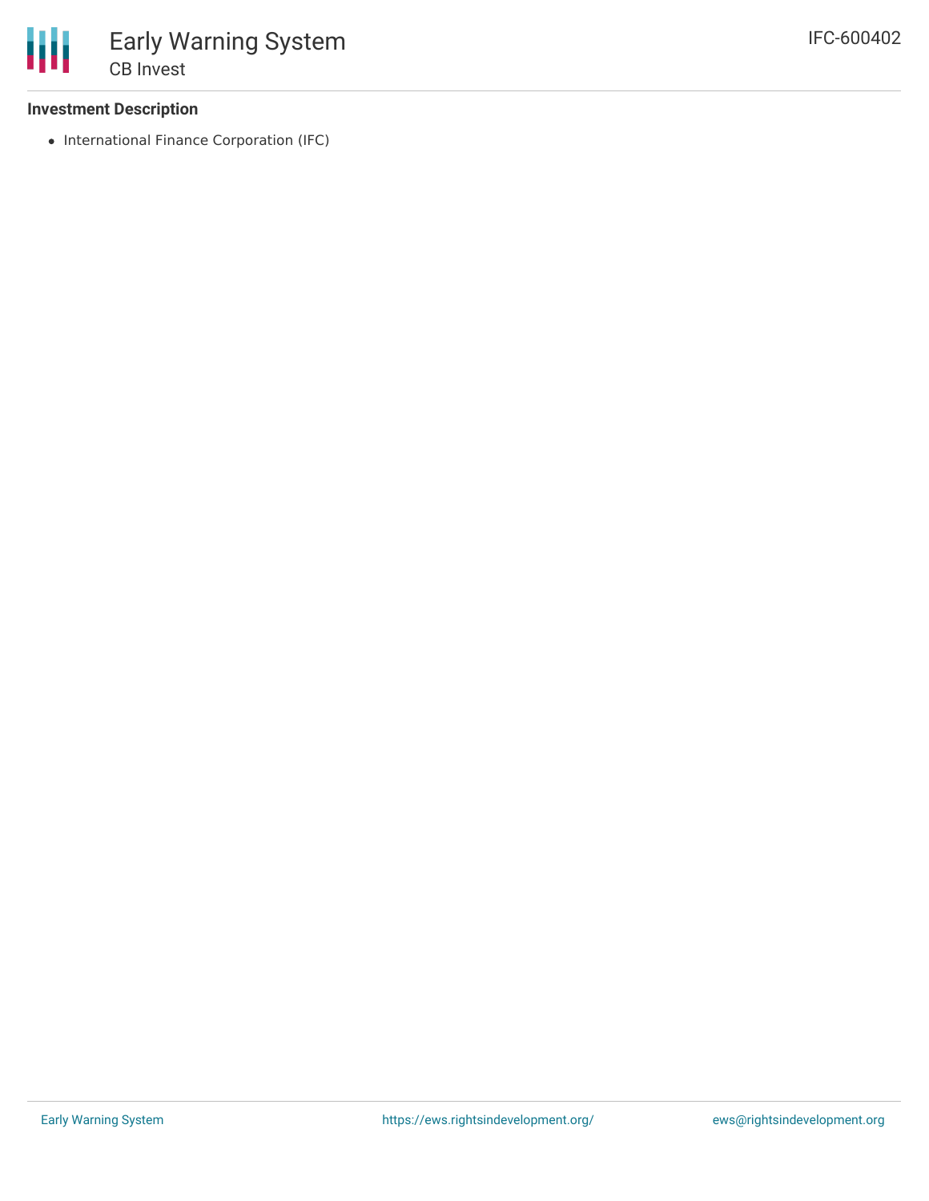**Investment Description**

- International Finance Corporation (IFC)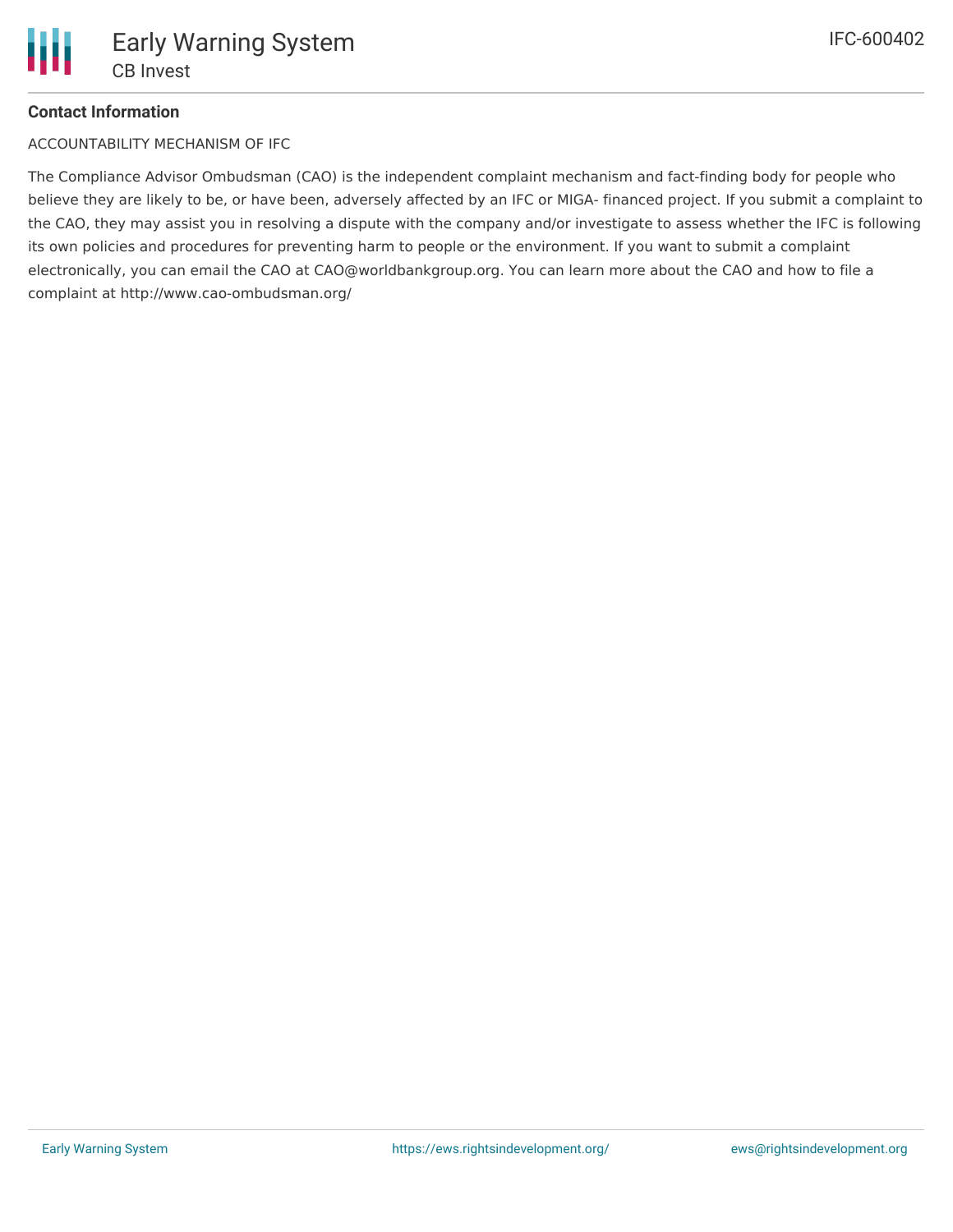### Contact Information

ACCOUNTABILITY MECHANISM OF IFC

The Compliance Advisor Ombudsman (CAO) is the independent complaint mechanism and fact-finding body for people who believe they are likely to be, or have been, adversely affected by an IFC or MIGA- financed project. If you submit a complaint to the CAO, they may assist you in resolving a dispute with the company and/or investigate to assess whether the IFC is following its own policies and procedures for preventing harm to people or the environment. If you want to submit a complaint electronically, you can email the CAO at CAO@worldbankgroup.org. You can learn more about the CAO and how to file a complaint at http://www.cao-ombudsman.org/